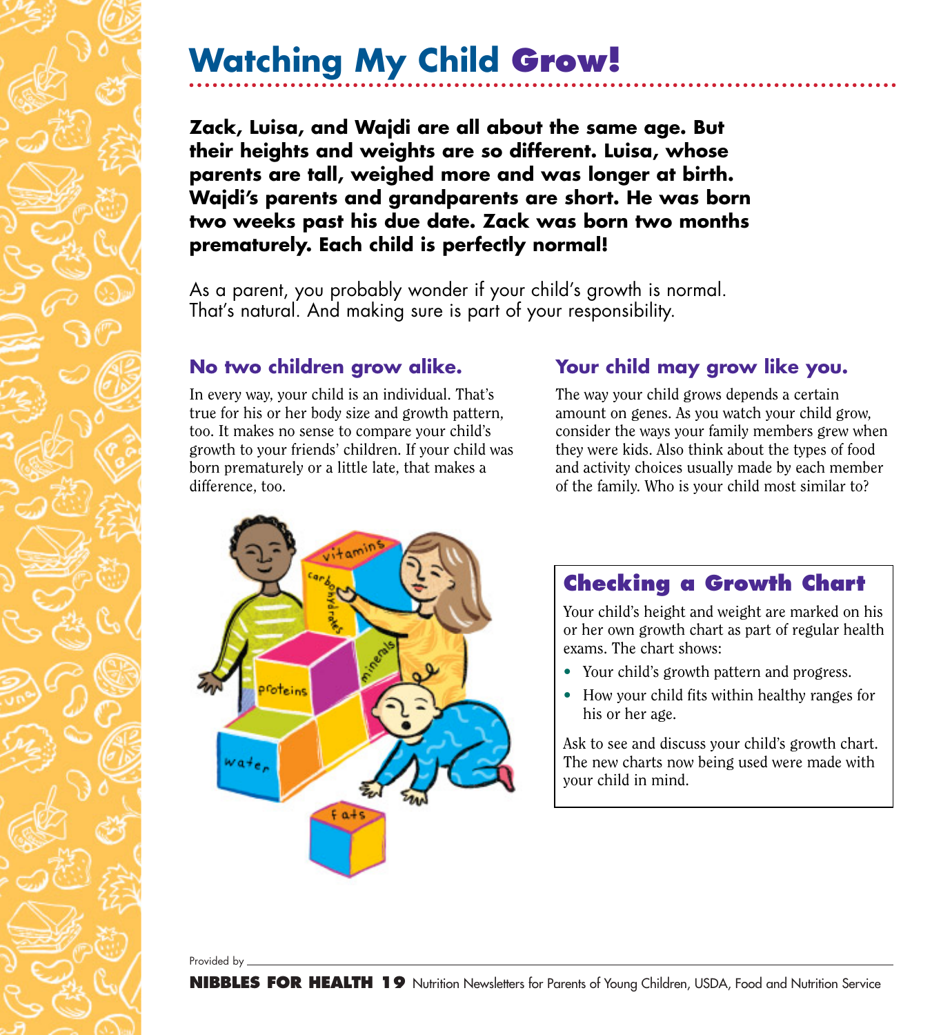# Watching My Child Grow!

**Zack, Luisa, and Wajdi are all about the same age. But their heights and weights are so different. Luisa, whose parents are tall, weighed more and was longer at birth. Wajdi's parents and grandparents are short. He was born two weeks past his due date. Zack was born two months prematurely. Each child is perfectly normal!**

As a parent, you probably wonder if your child's growth is normal. That's natural. And making sure is part of your responsibility.

## No two children grow alike.

In every way, your child is an individual. That's true for his or her body size and growth pattern, too. It makes no sense to compare your child's growth to your friends' children. If your child was born prematurely or a little late, that makes a difference, too.

## Your child may grow like you.

The way your child grows depends a certain amount on genes. As you watch your child grow, consider the ways your family members grew when they were kids. Also think about the types of food and activity choices usually made by each member of the family. Who is your child most similar to?

## Checking a Growth Chart

Your child's height and weight are marked on his or her own growth chart as part of regular health exams. The chart shows:

- Your child's growth pattern and progress.
- How your child fits within healthy ranges for his or her age.

Ask to see and discuss your child's growth chart. The new charts now being used were made with your child in mind.

Provided by \_\_\_\_\_\_\_\_\_\_\_\_\_\_\_\_\_\_\_\_\_\_\_\_\_\_\_\_\_\_

**NIBBLES FOR HEALTH 19** Nutrition Newsletters for Parents of Young Children, USDA, Food and Nutrition Service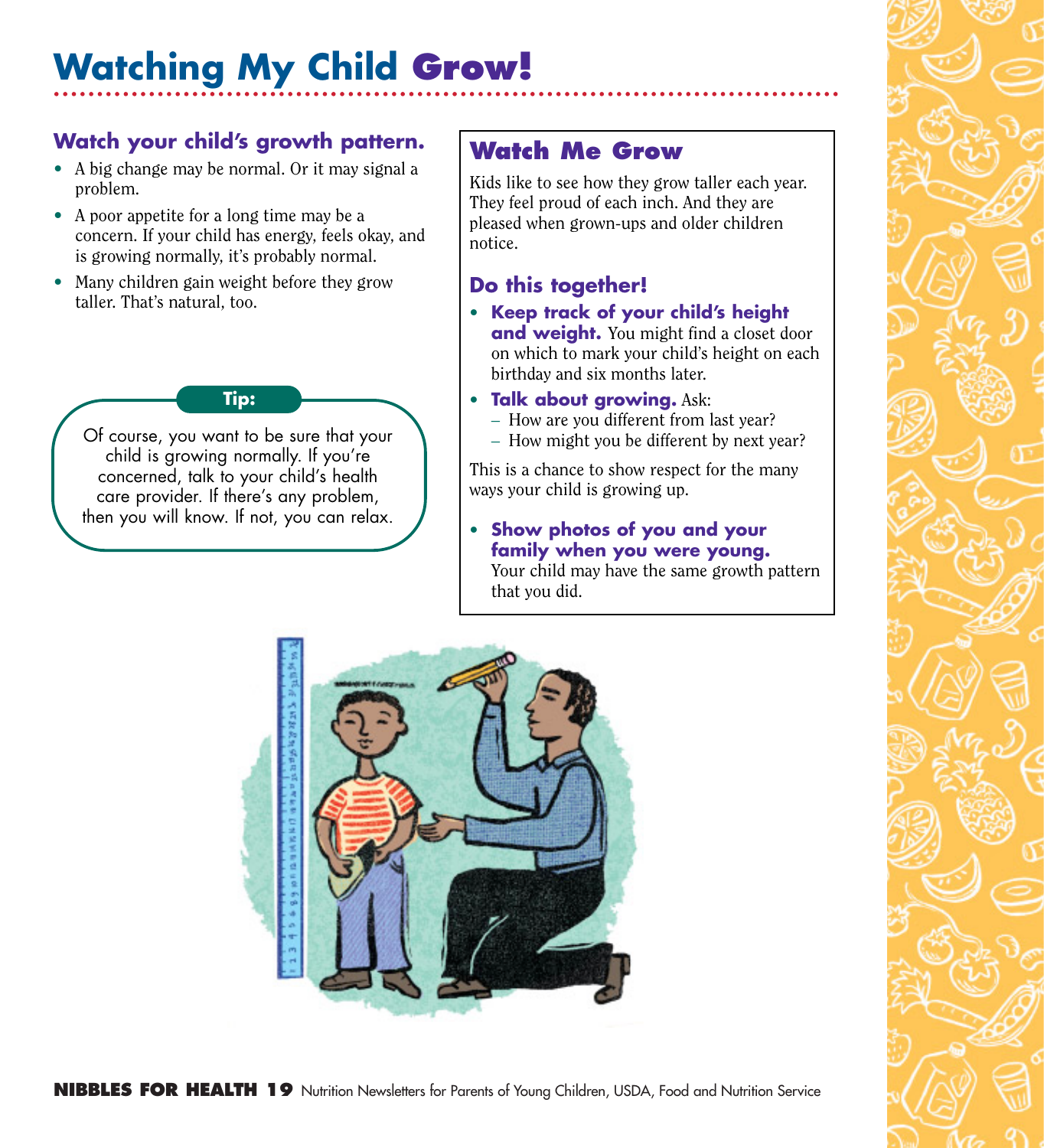# Watching My Child Grow!

### Watch your child's growth pattern.

- A big change may be normal. Or it may signal a problem.
- A poor appetite for a long time may be a concern. If your child has energy, feels okay, and is growing normally, it's probably normal.
- Many children gain weight before they grow taller. That's natural, too.

**Tip:**

Of course, you want to be sure that your child is growing normally. If you're concerned, talk to your child's health care provider. If there's any problem, then you will know. If not, you can relax.

## Watch Me Grow

Kids like to see how they grow taller each year. They feel proud of each inch. And they are pleased when grown-ups and older children notice.

### Do this together!

- **Keep track of your child's height and weight.** You might find a closet door on which to mark your child's height on each birthday and six months later.
- **Talk about growing.** Ask:
  - How are you different from last year?
  - How might you be different by next year?

This is a chance to show respect for the many ways your child is growing up.

- **Show photos of you and your family when you were young.** Your child may have the same growth pattern that you did.

**NIBBLES FOR HEALTH 19** Nutrition Newsletters for Parents of Young Children, USDA, Food and Nutrition Service